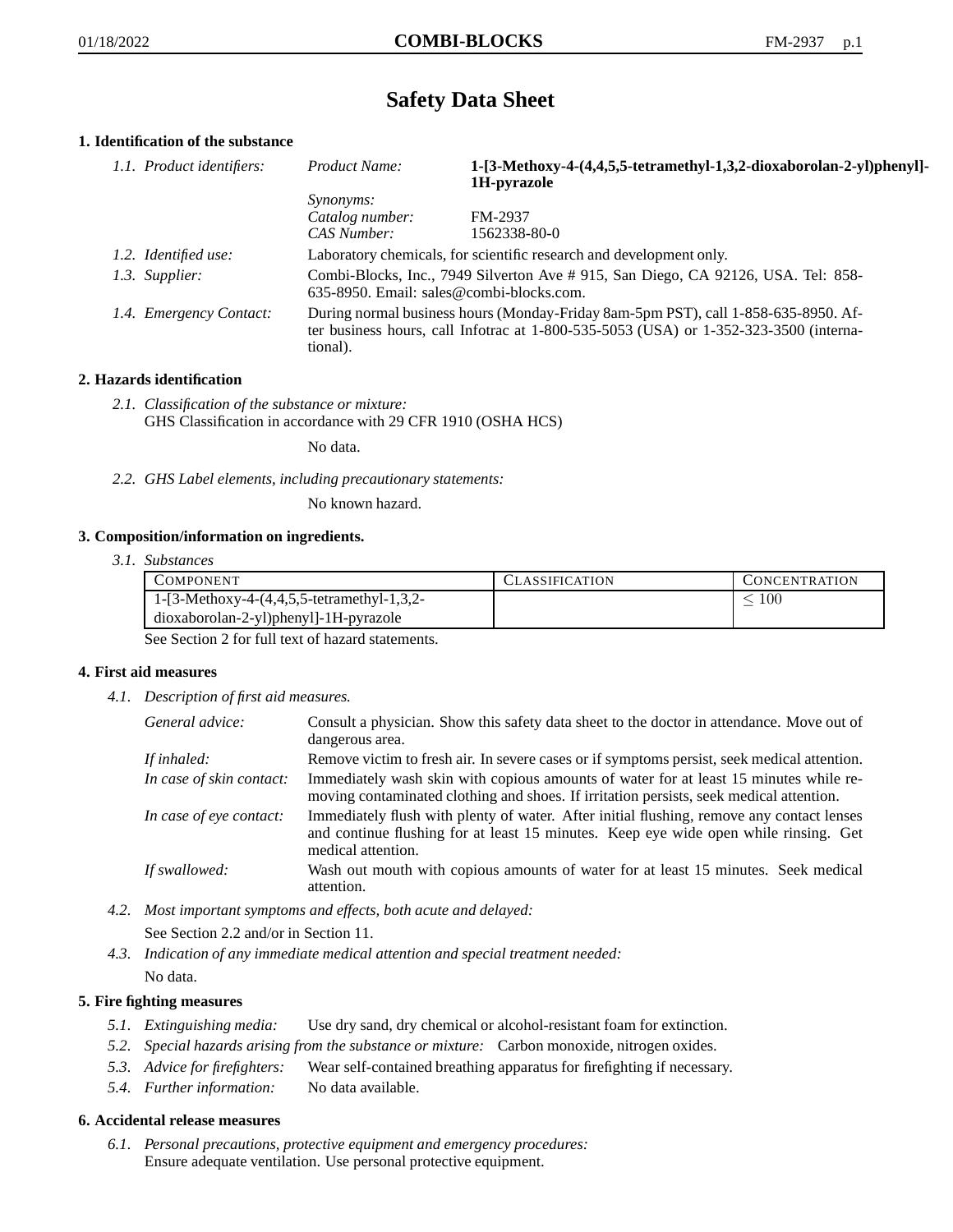# Safety Data Sheet

## 1. Identification of the substance

*1.1. Product identifiers:*

*Product Name:* **1-[3-Methoxy-4-(4,4,5,5-tetramethyl-1,3,2-dioxaborolan-2-yl)phenyl]-1H-pyrazole**

*Synonyms:*

*Catalog number:* FM-2937

*CAS Number:* 1562338-80-0

*1.2. Identified use:* Laboratory chemicals, for scientific research and development only.

*1.3. Supplier:* Combi-Blocks, Inc., 7949 Silverton Ave # 915, San Diego, CA 92126, USA. Tel: 858-635-8950. Email: sales@combi-blocks.com.

*1.4. Emergency Contact:* During normal business hours (Monday-Friday 8am-5pm PST), call 1-858-635-8950. After business hours, call Infotrac at 1-800-535-5053 (USA) or 1-352-323-3500 (international).

## 2. Hazards identification

*2.1. Classification of the substance or mixture:*
GHS Classification in accordance with 29 CFR 1910 (OSHA HCS)

No data.

*2.2. GHS Label elements, including precautionary statements:*

No known hazard.

## 3. Composition/information on ingredients.

*3.1. Substances*

| Component | Classification | Concentration |
|---|---|---|
| 1-[3-Methoxy-4-(4,4,5,5-tetramethyl-1,3,2-dioxaborolan-2-yl)phenyl]-1H-pyrazole | | $\leq$ 100 |

See Section 2 for full text of hazard statements.

## 4. First aid measures

*4.1. Description of first aid measures.*

*General advice:* Consult a physician. Show this safety data sheet to the doctor in attendance. Move out of dangerous area.

*If inhaled:* Remove victim to fresh air. In severe cases or if symptoms persist, seek medical attention.

*In case of skin contact:* Immediately wash skin with copious amounts of water for at least 15 minutes while removing contaminated clothing and shoes. If irritation persists, seek medical attention.

*In case of eye contact:* Immediately flush with plenty of water. After initial flushing, remove any contact lenses and continue flushing for at least 15 minutes. Keep eye wide open while rinsing. Get medical attention.

*If swallowed:* Wash out mouth with copious amounts of water for at least 15 minutes. Seek medical attention.

*4.2. Most important symptoms and effects, both acute and delayed:*

See Section 2.2 and/or in Section 11.

*4.3. Indication of any immediate medical attention and special treatment needed:*

No data.

## 5. Fire fighting measures

*5.1. Extinguishing media:* Use dry sand, dry chemical or alcohol-resistant foam for extinction.

*5.2. Special hazards arising from the substance or mixture:* Carbon monoxide, nitrogen oxides.

*5.3. Advice for firefighters:* Wear self-contained breathing apparatus for firefighting if necessary.

*5.4. Further information:* No data available.

## 6. Accidental release measures

*6.1. Personal precautions, protective equipment and emergency procedures:*
Ensure adequate ventilation. Use personal protective equipment.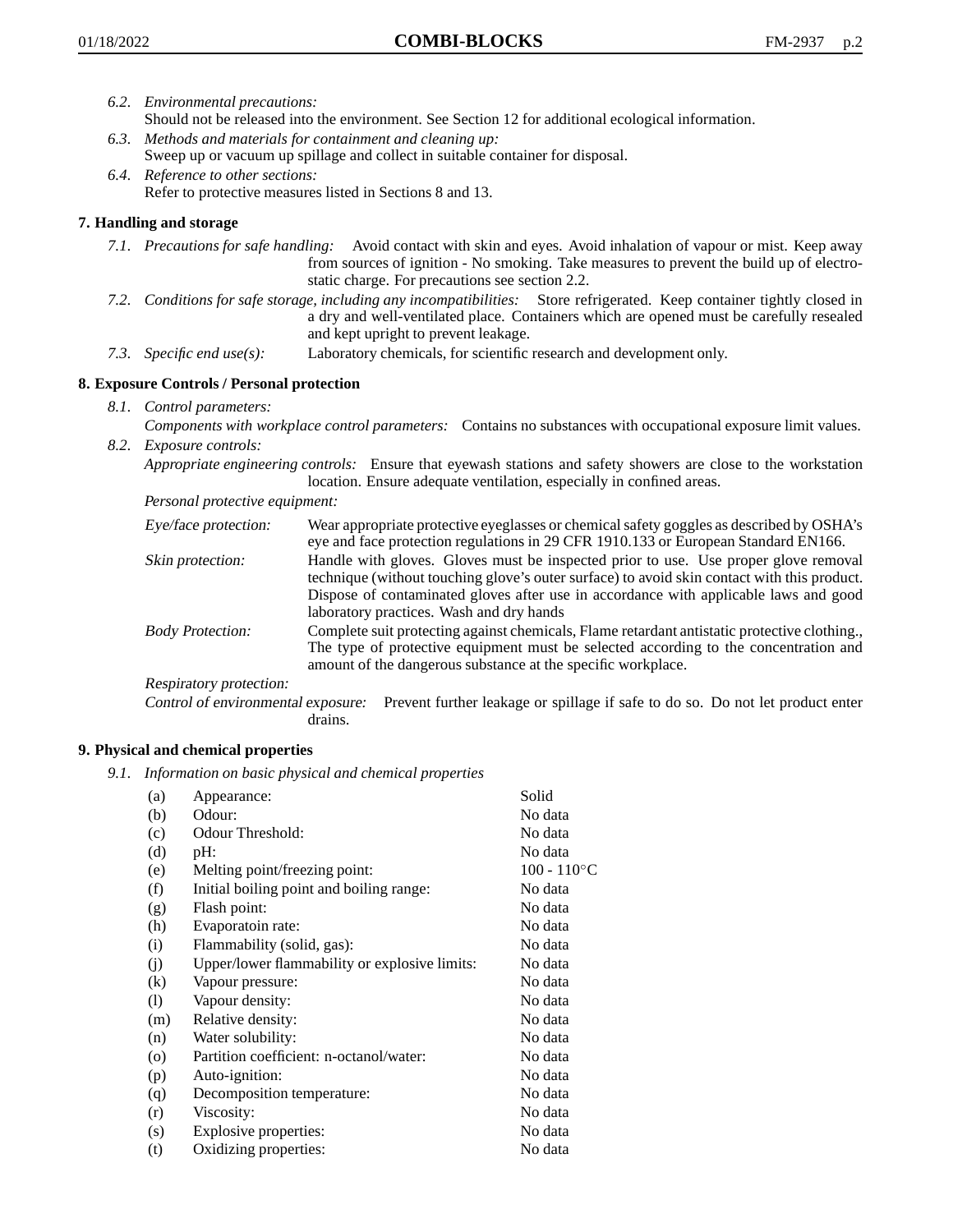*6.2. Environmental precautions:*
Should not be released into the environment. See Section 12 for additional ecological information.

*6.3. Methods and materials for containment and cleaning up:*
Sweep up or vacuum up spillage and collect in suitable container for disposal.

*6.4. Reference to other sections:*
Refer to protective measures listed in Sections 8 and 13.

## 7. Handling and storage

*7.1. Precautions for safe handling:* Avoid contact with skin and eyes. Avoid inhalation of vapour or mist. Keep away from sources of ignition - No smoking. Take measures to prevent the build up of electrostatic charge. For precautions see section 2.2.

*7.2. Conditions for safe storage, including any incompatibilities:* Store refrigerated. Keep container tightly closed in a dry and well-ventilated place. Containers which are opened must be carefully resealed and kept upright to prevent leakage.

*7.3. Specific end use(s):* Laboratory chemicals, for scientific research and development only.

## 8. Exposure Controls / Personal protection

*8.1. Control parameters:*
*Components with workplace control parameters:* Contains no substances with occupational exposure limit values.

*8.2. Exposure controls:*
*Appropriate engineering controls:* Ensure that eyewash stations and safety showers are close to the workstation location. Ensure adequate ventilation, especially in confined areas.

*Personal protective equipment:*

*Eye/face protection:* Wear appropriate protective eyeglasses or chemical safety goggles as described by OSHA's eye and face protection regulations in 29 CFR 1910.133 or European Standard EN166.

*Skin protection:* Handle with gloves. Gloves must be inspected prior to use. Use proper glove removal technique (without touching glove's outer surface) to avoid skin contact with this product. Dispose of contaminated gloves after use in accordance with applicable laws and good laboratory practices. Wash and dry hands

*Body Protection:* Complete suit protecting against chemicals, Flame retardant antistatic protective clothing., The type of protective equipment must be selected according to the concentration and amount of the dangerous substance at the specific workplace.

*Respiratory protection:*

*Control of environmental exposure:* Prevent further leakage or spillage if safe to do so. Do not let product enter drains.

## 9. Physical and chemical properties

*9.1. Information on basic physical and chemical properties*

| | | |
|---|---|---|
| (a) | Appearance: | Solid |
| (b) | Odour: | No data |
| (c) | Odour Threshold: | No data |
| (d) | pH: | No data |
| (e) | Melting point/freezing point: | 100 - 110°C |
| (f) | Initial boiling point and boiling range: | No data |
| (g) | Flash point: | No data |
| (h) | Evaporatoin rate: | No data |
| (i) | Flammability (solid, gas): | No data |
| (j) | Upper/lower flammability or explosive limits: | No data |
| (k) | Vapour pressure: | No data |
| (l) | Vapour density: | No data |
| (m) | Relative density: | No data |
| (n) | Water solubility: | No data |
| (o) | Partition coefficient: n-octanol/water: | No data |
| (p) | Auto-ignition: | No data |
| (q) | Decomposition temperature: | No data |
| (r) | Viscosity: | No data |
| (s) | Explosive properties: | No data |
| (t) | Oxidizing properties: | No data |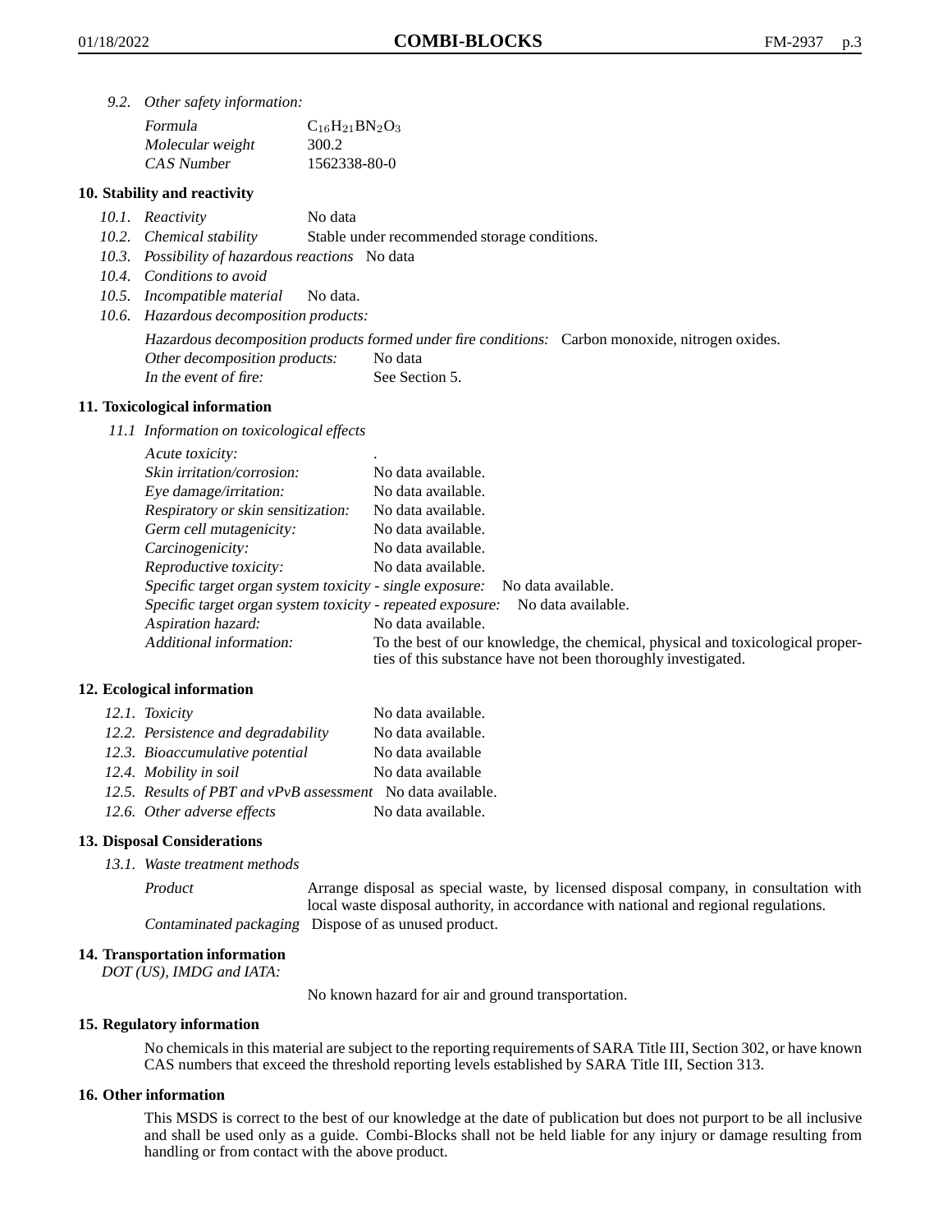*9.2. Other safety information:*

| | |
|---|---|
| *Formula* | $C_{16}H_{21}BN_2O_3$ |
| *Molecular weight* | 300.2 |
| *CAS Number* | 1562338-80-0 |

## 10. Stability and reactivity

*10.1. Reactivity* No data

*10.2. Chemical stability* Stable under recommended storage conditions.

*10.3. Possibility of hazardous reactions* No data

*10.4. Conditions to avoid*

*10.5. Incompatible material* No data.

*10.6. Hazardous decomposition products:*

*Hazardous decomposition products formed under fire conditions:* Carbon monoxide, nitrogen oxides.

*Other decomposition products:* No data

*In the event of fire:* See Section 5.

## 11. Toxicological information

*11.1 Information on toxicological effects*

| | |
|---|---|
| *Acute toxicity:* | . |
| *Skin irritation/corrosion:* | No data available. |
| *Eye damage/irritation:* | No data available. |
| *Respiratory or skin sensitization:* | No data available. |
| *Germ cell mutagenicity:* | No data available. |
| *Carcinogenicity:* | No data available. |
| *Reproductive toxicity:* | No data available. |
| *Specific target organ system toxicity - single exposure:* | No data available. |
| *Specific target organ system toxicity - repeated exposure:* | No data available. |
| *Aspiration hazard:* | No data available. |
| *Additional information:* | To the best of our knowledge, the chemical, physical and toxicological properties of this substance have not been thoroughly investigated. |

## 12. Ecological information

| | |
|---|---|
| *12.1. Toxicity* | No data available. |
| *12.2. Persistence and degradability* | No data available. |
| *12.3. Bioaccumulative potential* | No data available |
| *12.4. Mobility in soil* | No data available |
| *12.5. Results of PBT and vPvB assessment* | No data available. |
| *12.6. Other adverse effects* | No data available. |

## 13. Disposal Considerations

*13.1. Waste treatment methods*

*Product* Arrange disposal as special waste, by licensed disposal company, in consultation with local waste disposal authority, in accordance with national and regional regulations.

*Contaminated packaging* Dispose of as unused product.

## 14. Transportation information

*DOT (US), IMDG and IATA:*

No known hazard for air and ground transportation.

## 15. Regulatory information

No chemicals in this material are subject to the reporting requirements of SARA Title III, Section 302, or have known CAS numbers that exceed the threshold reporting levels established by SARA Title III, Section 313.

## 16. Other information

This MSDS is correct to the best of our knowledge at the date of publication but does not purport to be all inclusive and shall be used only as a guide. Combi-Blocks shall not be held liable for any injury or damage resulting from handling or from contact with the above product.